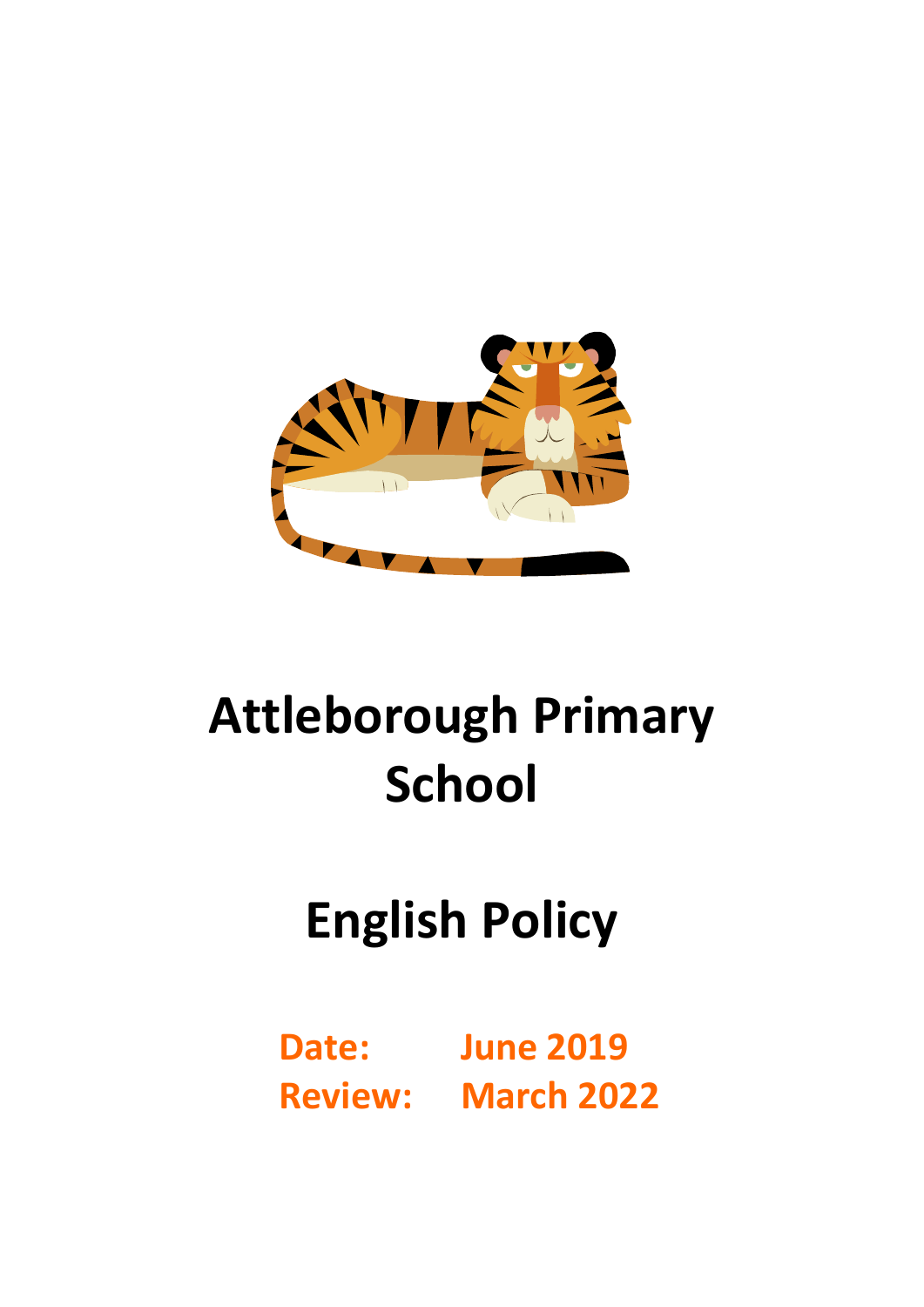# Attleborough Primary School

# English Policy

**Date:** June 2019

**Review:** March 2022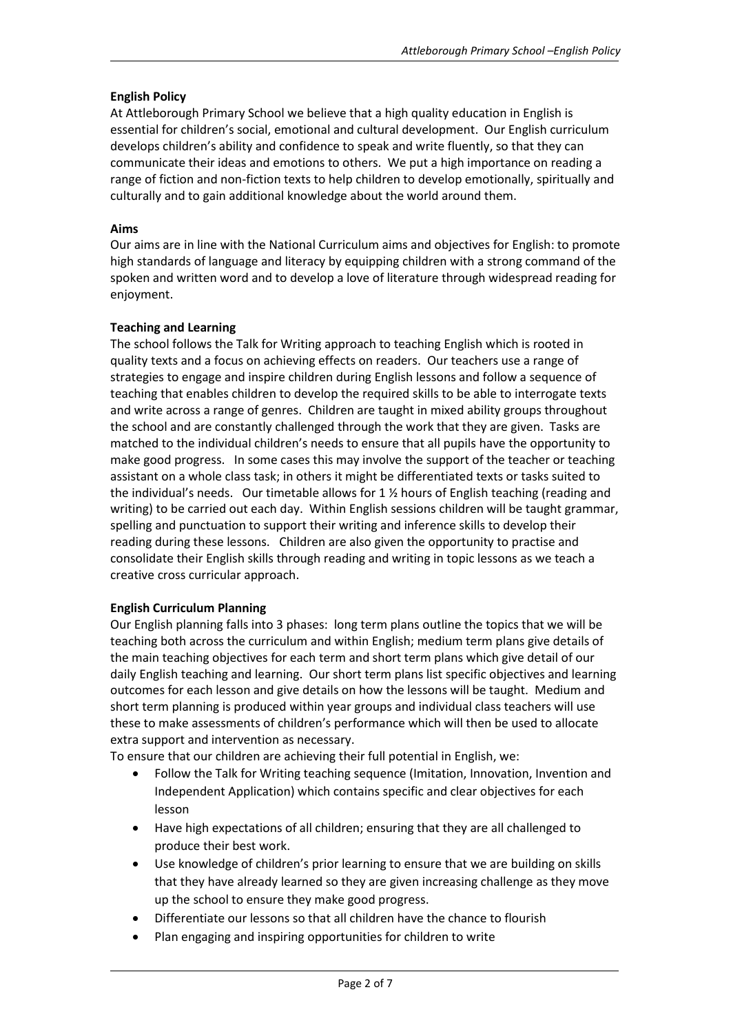**English Policy**

At Attleborough Primary School we believe that a high quality education in English is essential for children's social, emotional and cultural development. Our English curriculum develops children's ability and confidence to speak and write fluently, so that they can communicate their ideas and emotions to others. We put a high importance on reading a range of fiction and non-fiction texts to help children to develop emotionally, spiritually and culturally and to gain additional knowledge about the world around them.

**Aims**

Our aims are in line with the National Curriculum aims and objectives for English: to promote high standards of language and literacy by equipping children with a strong command of the spoken and written word and to develop a love of literature through widespread reading for enjoyment.

**Teaching and Learning**

The school follows the Talk for Writing approach to teaching English which is rooted in quality texts and a focus on achieving effects on readers. Our teachers use a range of strategies to engage and inspire children during English lessons and follow a sequence of teaching that enables children to develop the required skills to be able to interrogate texts and write across a range of genres. Children are taught in mixed ability groups throughout the school and are constantly challenged through the work that they are given. Tasks are matched to the individual children's needs to ensure that all pupils have the opportunity to make good progress. In some cases this may involve the support of the teacher or teaching assistant on a whole class task; in others it might be differentiated texts or tasks suited to the individual's needs. Our timetable allows for 1 ½ hours of English teaching (reading and writing) to be carried out each day. Within English sessions children will be taught grammar, spelling and punctuation to support their writing and inference skills to develop their reading during these lessons. Children are also given the opportunity to practise and consolidate their English skills through reading and writing in topic lessons as we teach a creative cross curricular approach.

**English Curriculum Planning**

Our English planning falls into 3 phases: long term plans outline the topics that we will be teaching both across the curriculum and within English; medium term plans give details of the main teaching objectives for each term and short term plans which give detail of our daily English teaching and learning. Our short term plans list specific objectives and learning outcomes for each lesson and give details on how the lessons will be taught. Medium and short term planning is produced within year groups and individual class teachers will use these to make assessments of children's performance which will then be used to allocate extra support and intervention as necessary.

To ensure that our children are achieving their full potential in English, we:

- Follow the Talk for Writing teaching sequence (Imitation, Innovation, Invention and Independent Application) which contains specific and clear objectives for each lesson
- Have high expectations of all children; ensuring that they are all challenged to produce their best work.
- Use knowledge of children's prior learning to ensure that we are building on skills that they have already learned so they are given increasing challenge as they move up the school to ensure they make good progress.
- Differentiate our lessons so that all children have the chance to flourish
- Plan engaging and inspiring opportunities for children to write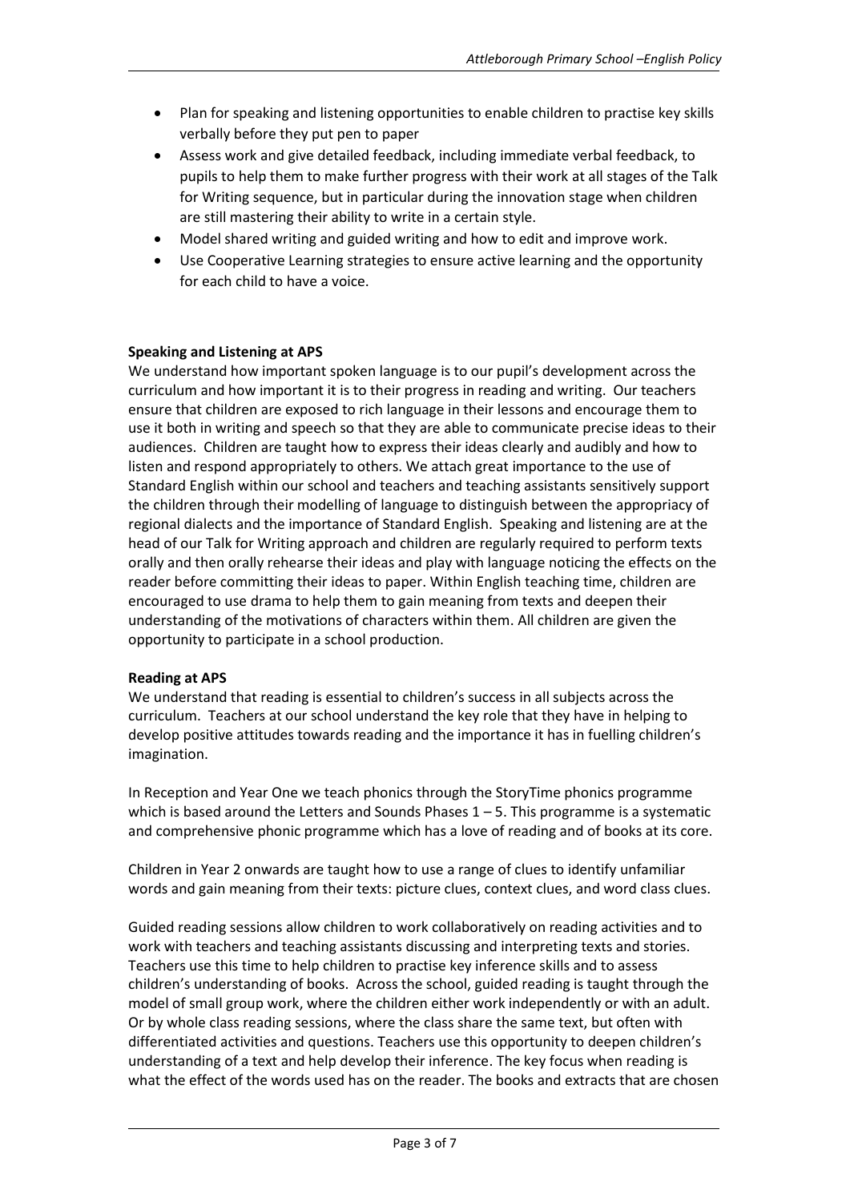- Plan for speaking and listening opportunities to enable children to practise key skills verbally before they put pen to paper
- Assess work and give detailed feedback, including immediate verbal feedback, to pupils to help them to make further progress with their work at all stages of the Talk for Writing sequence, but in particular during the innovation stage when children are still mastering their ability to write in a certain style.
- Model shared writing and guided writing and how to edit and improve work.
- Use Cooperative Learning strategies to ensure active learning and the opportunity for each child to have a voice.

**Speaking and Listening at APS**

We understand how important spoken language is to our pupil's development across the curriculum and how important it is to their progress in reading and writing. Our teachers ensure that children are exposed to rich language in their lessons and encourage them to use it both in writing and speech so that they are able to communicate precise ideas to their audiences. Children are taught how to express their ideas clearly and audibly and how to listen and respond appropriately to others. We attach great importance to the use of Standard English within our school and teachers and teaching assistants sensitively support the children through their modelling of language to distinguish between the appropriacy of regional dialects and the importance of Standard English. Speaking and listening are at the head of our Talk for Writing approach and children are regularly required to perform texts orally and then orally rehearse their ideas and play with language noticing the effects on the reader before committing their ideas to paper. Within English teaching time, children are encouraged to use drama to help them to gain meaning from texts and deepen their understanding of the motivations of characters within them. All children are given the opportunity to participate in a school production.

**Reading at APS**

We understand that reading is essential to children's success in all subjects across the curriculum. Teachers at our school understand the key role that they have in helping to develop positive attitudes towards reading and the importance it has in fuelling children's imagination.

In Reception and Year One we teach phonics through the StoryTime phonics programme which is based around the Letters and Sounds Phases 1 – 5. This programme is a systematic and comprehensive phonic programme which has a love of reading and of books at its core.

Children in Year 2 onwards are taught how to use a range of clues to identify unfamiliar words and gain meaning from their texts: picture clues, context clues, and word class clues.

Guided reading sessions allow children to work collaboratively on reading activities and to work with teachers and teaching assistants discussing and interpreting texts and stories. Teachers use this time to help children to practise key inference skills and to assess children's understanding of books. Across the school, guided reading is taught through the model of small group work, where the children either work independently or with an adult. Or by whole class reading sessions, where the class share the same text, but often with differentiated activities and questions. Teachers use this opportunity to deepen children's understanding of a text and help develop their inference. The key focus when reading is what the effect of the words used has on the reader. The books and extracts that are chosen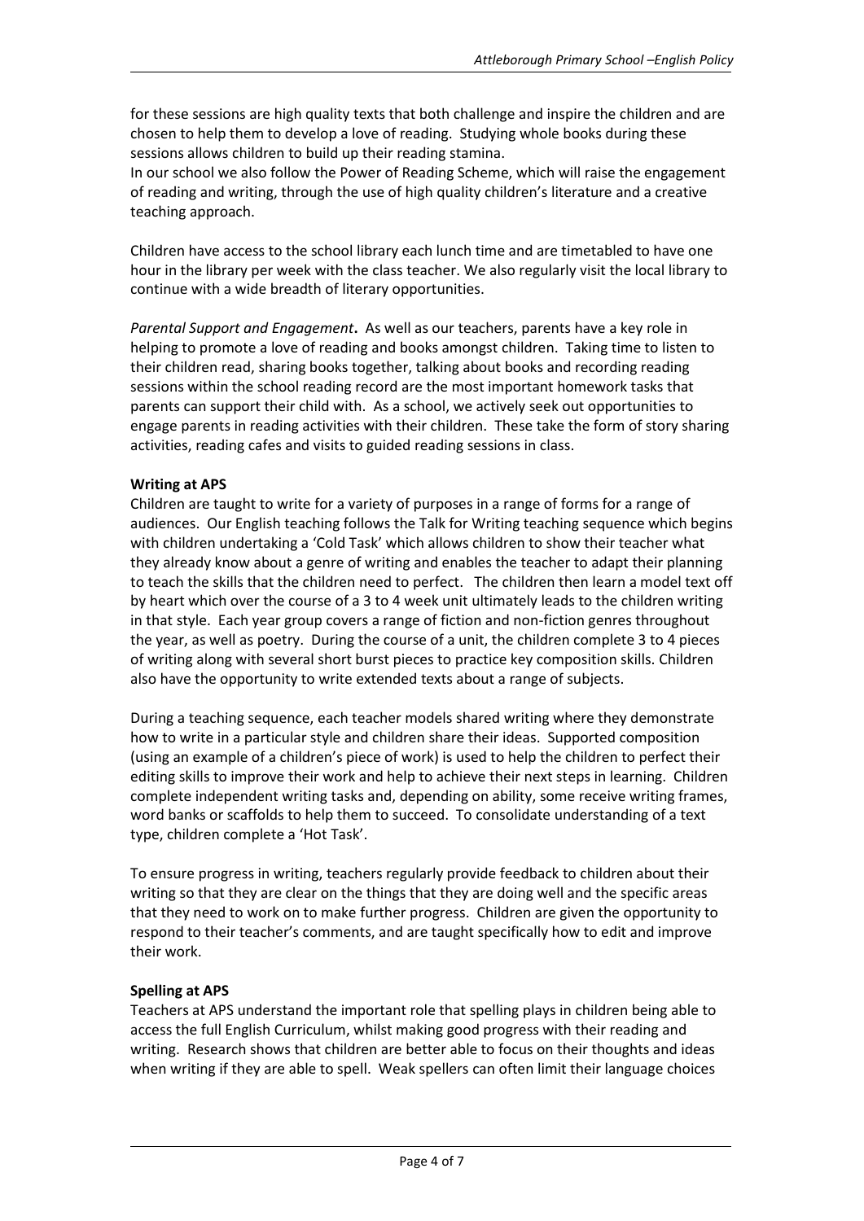for these sessions are high quality texts that both challenge and inspire the children and are chosen to help them to develop a love of reading. Studying whole books during these sessions allows children to build up their reading stamina.
In our school we also follow the Power of Reading Scheme, which will raise the engagement of reading and writing, through the use of high quality children's literature and a creative teaching approach.

Children have access to the school library each lunch time and are timetabled to have one hour in the library per week with the class teacher. We also regularly visit the local library to continue with a wide breadth of literary opportunities.

*Parental Support and Engagement***.** As well as our teachers, parents have a key role in helping to promote a love of reading and books amongst children. Taking time to listen to their children read, sharing books together, talking about books and recording reading sessions within the school reading record are the most important homework tasks that parents can support their child with. As a school, we actively seek out opportunities to engage parents in reading activities with their children. These take the form of story sharing activities, reading cafes and visits to guided reading sessions in class.

**Writing at APS**

Children are taught to write for a variety of purposes in a range of forms for a range of audiences. Our English teaching follows the Talk for Writing teaching sequence which begins with children undertaking a 'Cold Task' which allows children to show their teacher what they already know about a genre of writing and enables the teacher to adapt their planning to teach the skills that the children need to perfect. The children then learn a model text off by heart which over the course of a 3 to 4 week unit ultimately leads to the children writing in that style. Each year group covers a range of fiction and non-fiction genres throughout the year, as well as poetry. During the course of a unit, the children complete 3 to 4 pieces of writing along with several short burst pieces to practice key composition skills. Children also have the opportunity to write extended texts about a range of subjects.

During a teaching sequence, each teacher models shared writing where they demonstrate how to write in a particular style and children share their ideas. Supported composition (using an example of a children's piece of work) is used to help the children to perfect their editing skills to improve their work and help to achieve their next steps in learning. Children complete independent writing tasks and, depending on ability, some receive writing frames, word banks or scaffolds to help them to succeed. To consolidate understanding of a text type, children complete a 'Hot Task'.

To ensure progress in writing, teachers regularly provide feedback to children about their writing so that they are clear on the things that they are doing well and the specific areas that they need to work on to make further progress. Children are given the opportunity to respond to their teacher's comments, and are taught specifically how to edit and improve their work.

**Spelling at APS**

Teachers at APS understand the important role that spelling plays in children being able to access the full English Curriculum, whilst making good progress with their reading and writing. Research shows that children are better able to focus on their thoughts and ideas when writing if they are able to spell. Weak spellers can often limit their language choices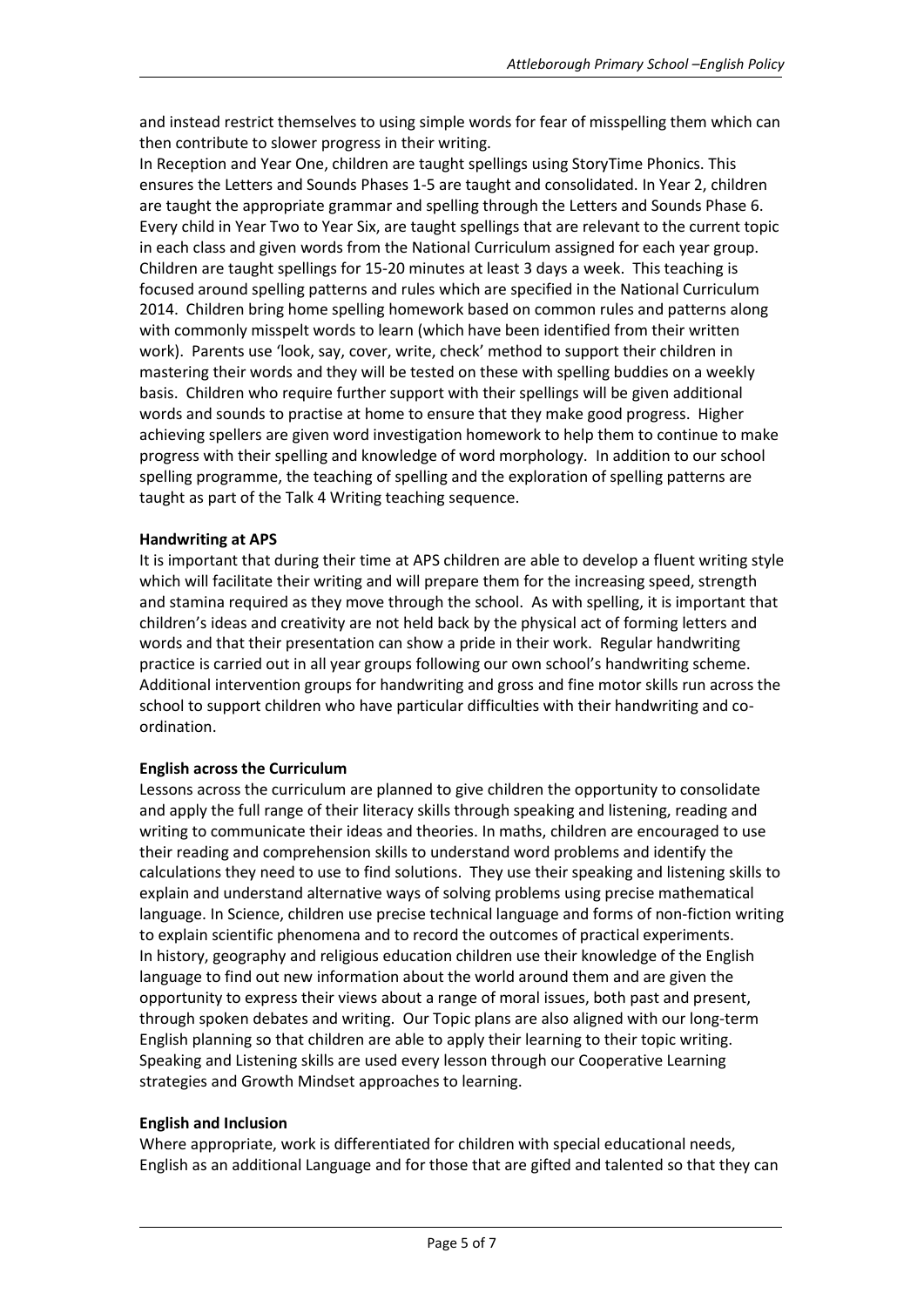and instead restrict themselves to using simple words for fear of misspelling them which can then contribute to slower progress in their writing.

In Reception and Year One, children are taught spellings using StoryTime Phonics. This ensures the Letters and Sounds Phases 1-5 are taught and consolidated. In Year 2, children are taught the appropriate grammar and spelling through the Letters and Sounds Phase 6. Every child in Year Two to Year Six, are taught spellings that are relevant to the current topic in each class and given words from the National Curriculum assigned for each year group. Children are taught spellings for 15-20 minutes at least 3 days a week. This teaching is focused around spelling patterns and rules which are specified in the National Curriculum 2014. Children bring home spelling homework based on common rules and patterns along with commonly misspelt words to learn (which have been identified from their written work). Parents use 'look, say, cover, write, check' method to support their children in mastering their words and they will be tested on these with spelling buddies on a weekly basis. Children who require further support with their spellings will be given additional words and sounds to practise at home to ensure that they make good progress. Higher achieving spellers are given word investigation homework to help them to continue to make progress with their spelling and knowledge of word morphology. In addition to our school spelling programme, the teaching of spelling and the exploration of spelling patterns are taught as part of the Talk 4 Writing teaching sequence.

**Handwriting at APS**

It is important that during their time at APS children are able to develop a fluent writing style which will facilitate their writing and will prepare them for the increasing speed, strength and stamina required as they move through the school. As with spelling, it is important that children's ideas and creativity are not held back by the physical act of forming letters and words and that their presentation can show a pride in their work. Regular handwriting practice is carried out in all year groups following our own school's handwriting scheme. Additional intervention groups for handwriting and gross and fine motor skills run across the school to support children who have particular difficulties with their handwriting and co-ordination.

**English across the Curriculum**

Lessons across the curriculum are planned to give children the opportunity to consolidate and apply the full range of their literacy skills through speaking and listening, reading and writing to communicate their ideas and theories. In maths, children are encouraged to use their reading and comprehension skills to understand word problems and identify the calculations they need to use to find solutions. They use their speaking and listening skills to explain and understand alternative ways of solving problems using precise mathematical language. In Science, children use precise technical language and forms of non-fiction writing to explain scientific phenomena and to record the outcomes of practical experiments. In history, geography and religious education children use their knowledge of the English language to find out new information about the world around them and are given the opportunity to express their views about a range of moral issues, both past and present, through spoken debates and writing. Our Topic plans are also aligned with our long-term English planning so that children are able to apply their learning to their topic writing. Speaking and Listening skills are used every lesson through our Cooperative Learning strategies and Growth Mindset approaches to learning.

**English and Inclusion**

Where appropriate, work is differentiated for children with special educational needs, English as an additional Language and for those that are gifted and talented so that they can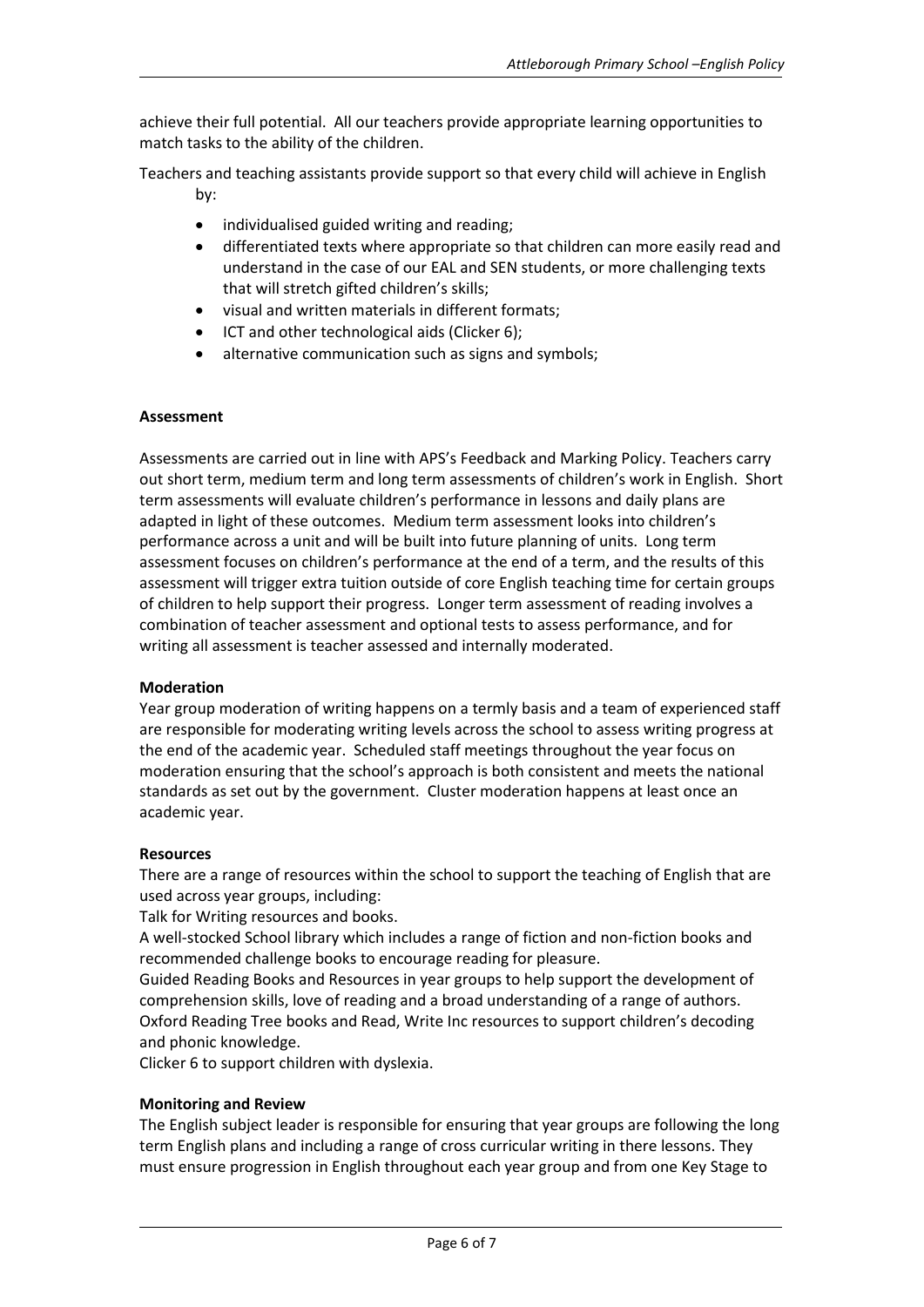achieve their full potential. All our teachers provide appropriate learning opportunities to match tasks to the ability of the children.

Teachers and teaching assistants provide support so that every child will achieve in English by:

- individualised guided writing and reading;
- differentiated texts where appropriate so that children can more easily read and understand in the case of our EAL and SEN students, or more challenging texts that will stretch gifted children's skills;
- visual and written materials in different formats;
- ICT and other technological aids (Clicker 6);
- alternative communication such as signs and symbols;

**Assessment**

Assessments are carried out in line with APS's Feedback and Marking Policy. Teachers carry out short term, medium term and long term assessments of children's work in English. Short term assessments will evaluate children's performance in lessons and daily plans are adapted in light of these outcomes. Medium term assessment looks into children's performance across a unit and will be built into future planning of units. Long term assessment focuses on children's performance at the end of a term, and the results of this assessment will trigger extra tuition outside of core English teaching time for certain groups of children to help support their progress. Longer term assessment of reading involves a combination of teacher assessment and optional tests to assess performance, and for writing all assessment is teacher assessed and internally moderated.

**Moderation**

Year group moderation of writing happens on a termly basis and a team of experienced staff are responsible for moderating writing levels across the school to assess writing progress at the end of the academic year. Scheduled staff meetings throughout the year focus on moderation ensuring that the school's approach is both consistent and meets the national standards as set out by the government. Cluster moderation happens at least once an academic year.

**Resources**

There are a range of resources within the school to support the teaching of English that are used across year groups, including:

Talk for Writing resources and books.

A well-stocked School library which includes a range of fiction and non-fiction books and recommended challenge books to encourage reading for pleasure.

Guided Reading Books and Resources in year groups to help support the development of comprehension skills, love of reading and a broad understanding of a range of authors.

Oxford Reading Tree books and Read, Write Inc resources to support children's decoding and phonic knowledge.

Clicker 6 to support children with dyslexia.

**Monitoring and Review**

The English subject leader is responsible for ensuring that year groups are following the long term English plans and including a range of cross curricular writing in there lessons. They must ensure progression in English throughout each year group and from one Key Stage to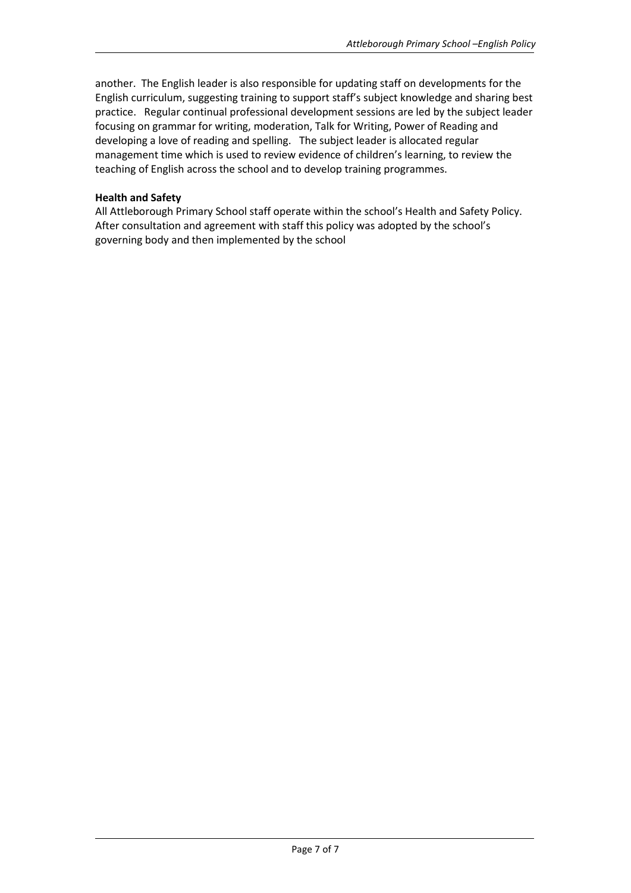another. The English leader is also responsible for updating staff on developments for the English curriculum, suggesting training to support staff's subject knowledge and sharing best practice. Regular continual professional development sessions are led by the subject leader focusing on grammar for writing, moderation, Talk for Writing, Power of Reading and developing a love of reading and spelling. The subject leader is allocated regular management time which is used to review evidence of children's learning, to review the teaching of English across the school and to develop training programmes.

**Health and Safety**

All Attleborough Primary School staff operate within the school's Health and Safety Policy. After consultation and agreement with staff this policy was adopted by the school's governing body and then implemented by the school